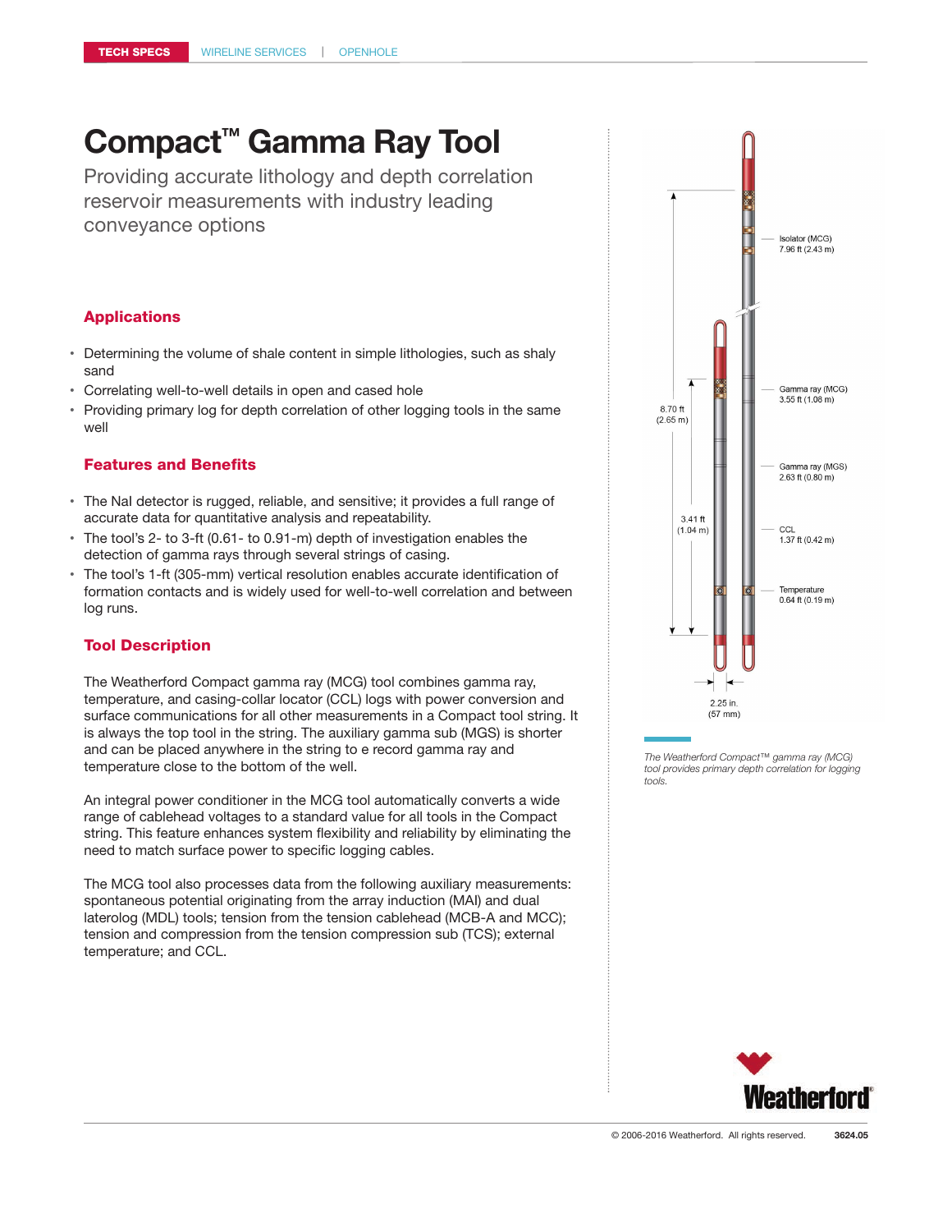TECH SPECS WIRELINE SERVICES | OPENHOLE

# Compact™ Gamma Ray Tool

Providing accurate lithology and depth correlation reservoir measurements with industry leading conveyance options

## Applications

- Determining the volume of shale content in simple lithologies, such as shaly sand
- Correlating well-to-well details in open and cased hole
- Providing primary log for depth correlation of other logging tools in the same well

## Features and Benefits

- The NaI detector is rugged, reliable, and sensitive; it provides a full range of accurate data for quantitative analysis and repeatability.
- The tool's 2- to 3-ft (0.61- to 0.91-m) depth of investigation enables the detection of gamma rays through several strings of casing.
- The tool's 1-ft (305-mm) vertical resolution enables accurate identification of formation contacts and is widely used for well-to-well correlation and between log runs.

## Tool Description

The Weatherford Compact gamma ray (MCG) tool combines gamma ray, temperature, and casing-collar locator (CCL) logs with power conversion and surface communications for all other measurements in a Compact tool string. It is always the top tool in the string. The auxiliary gamma sub (MGS) is shorter and can be placed anywhere in the string to e record gamma ray and temperature close to the bottom of the well.

An integral power conditioner in the MCG tool automatically converts a wide range of cablehead voltages to a standard value for all tools in the Compact string. This feature enhances system flexibility and reliability by eliminating the need to match surface power to specific logging cables.

The MCG tool also processes data from the following auxiliary measurements: spontaneous potential originating from the array induction (MAI) and dual laterolog (MDL) tools; tension from the tension cablehead (MCB-A and MCC); tension and compression from the tension compression sub (TCS); external temperature; and CCL.

Isolator (MCG) 7.96 ft (2.43 m)

Gamma ray (MCG) 3.55 ft (1.08 m)

Gamma ray (MGS) 2.63 ft (0.80 m)

CCL 1.37 ft (0.42 m)

Temperature 0.64 ft (0.19 m)

8.70 ft (2.65 m)

3.41 ft (1.04 m)

2.25 in. (57 mm)

*The Weatherford Compact™ gamma ray (MCG) tool provides primary depth correlation for logging tools.*

© 2006-2016 Weatherford. All rights reserved. 3624.05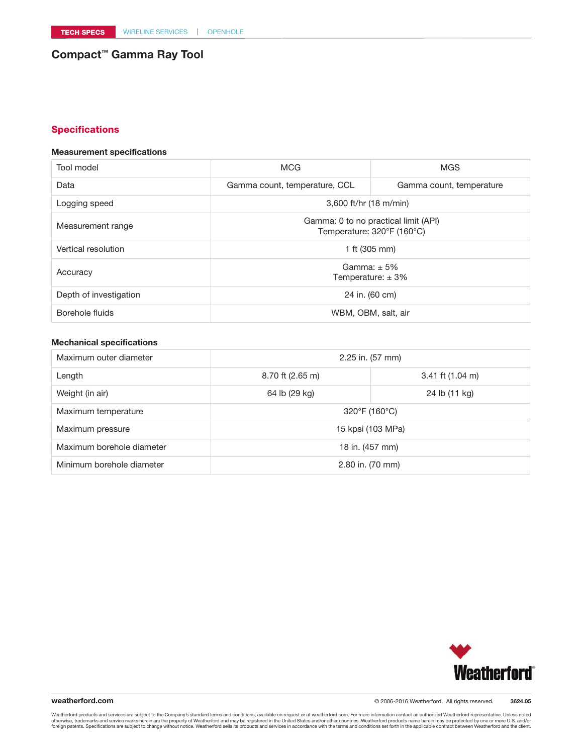TECH SPECS | WIRELINE SERVICES | OPENHOLE

# Compact™ Gamma Ray Tool

## Specifications

### Measurement specifications

| Tool model | MCG | MGS |
|---|---|---|
| Data | Gamma count, temperature, CCL | Gamma count, temperature |
| Logging speed | 3,600 ft/hr (18 m/min) | |
| Measurement range | Gamma: 0 to no practical limit (API)<br>Temperature: 320°F (160°C) | |
| Vertical resolution | 1 ft (305 mm) | |
| Accuracy | Gamma: ± 5%<br>Temperature: ± 3% | |
| Depth of investigation | 24 in. (60 cm) | |
| Borehole fluids | WBM, OBM, salt, air | |

### Mechanical specifications

| | | |
|---|---|---|
| Maximum outer diameter | 2.25 in. (57 mm) | |
| Length | 8.70 ft (2.65 m) | 3.41 ft (1.04 m) |
| Weight (in air) | 64 lb (29 kg) | 24 lb (11 kg) |
| Maximum temperature | 320°F (160°C) | |
| Maximum pressure | 15 kpsi (103 MPa) | |
| Maximum borehole diameter | 18 in. (457 mm) | |
| Minimum borehole diameter | 2.80 in. (70 mm) | |

Weatherford

weatherford.com

© 2006-2016 Weatherford. All rights reserved. 3624.05

Weatherford products and services are subject to the Company's standard terms and conditions, available on request or at weatherford.com. For more information contact an authorized Weatherford representative. Unless noted otherwise, trademarks and service marks herein are the property of Weatherford and may be registered in the United States and/or other countries. Weatherford products name herein may be protected by one or more U.S. and/or foreign patents. Specifications are subject to change without notice. Weatherford sells its products and services in accordance with the terms and conditions set forth in the applicable contract between Weatherford and the client.